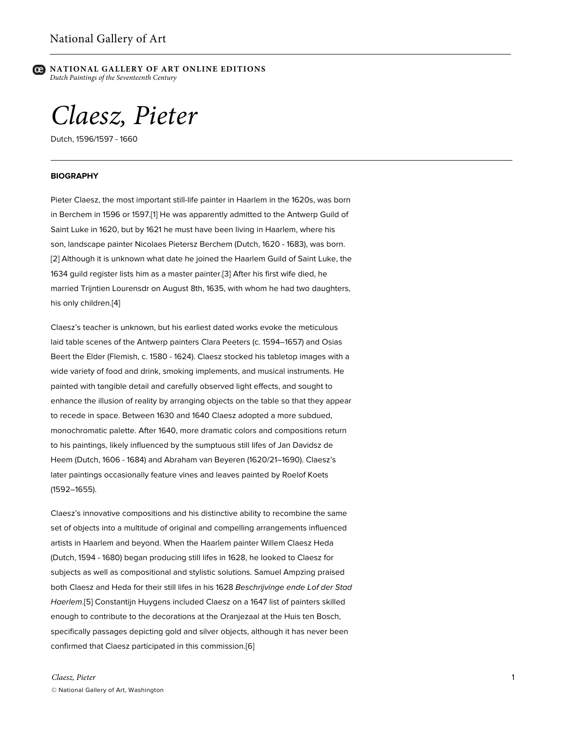National Gallery of Art

**NATIONAL GALLERY OF ART ONLINE EDITIONS**
*Dutch Paintings of the Seventeenth Century*

# *Claesz, Pieter*

Dutch, 1596/1597 - 1660

## BIOGRAPHY

Pieter Claesz, the most important still-life painter in Haarlem in the 1620s, was born in Berchem in 1596 or 1597.[1] He was apparently admitted to the Antwerp Guild of Saint Luke in 1620, but by 1621 he must have been living in Haarlem, where his son, landscape painter Nicolaes Pietersz Berchem (Dutch, 1620 - 1683), was born.[2] Although it is unknown what date he joined the Haarlem Guild of Saint Luke, the 1634 guild register lists him as a master painter.[3] After his first wife died, he married Trijntien Lourensdr on August 8th, 1635, with whom he had two daughters, his only children.[4]

Claesz's teacher is unknown, but his earliest dated works evoke the meticulous laid table scenes of the Antwerp painters Clara Peeters (c. 1594–1657) and Osias Beert the Elder (Flemish, c. 1580 - 1624). Claesz stocked his tabletop images with a wide variety of food and drink, smoking implements, and musical instruments. He painted with tangible detail and carefully observed light effects, and sought to enhance the illusion of reality by arranging objects on the table so that they appear to recede in space. Between 1630 and 1640 Claesz adopted a more subdued, monochromatic palette. After 1640, more dramatic colors and compositions return to his paintings, likely influenced by the sumptuous still lifes of Jan Davidsz de Heem (Dutch, 1606 - 1684) and Abraham van Beyeren (1620/21–1690). Claesz's later paintings occasionally feature vines and leaves painted by Roelof Koets (1592–1655).

Claesz's innovative compositions and his distinctive ability to recombine the same set of objects into a multitude of original and compelling arrangements influenced artists in Haarlem and beyond. When the Haarlem painter Willem Claesz Heda (Dutch, 1594 - 1680) began producing still lifes in 1628, he looked to Claesz for subjects as well as compositional and stylistic solutions. Samuel Ampzing praised both Claesz and Heda for their still lifes in his 1628 *Beschrijvinge ende Lof der Stad Haerlem*.[5] Constantijn Huygens included Claesz on a 1647 list of painters skilled enough to contribute to the decorations at the Oranjezaal at the Huis ten Bosch, specifically passages depicting gold and silver objects, although it has never been confirmed that Claesz participated in this commission.[6]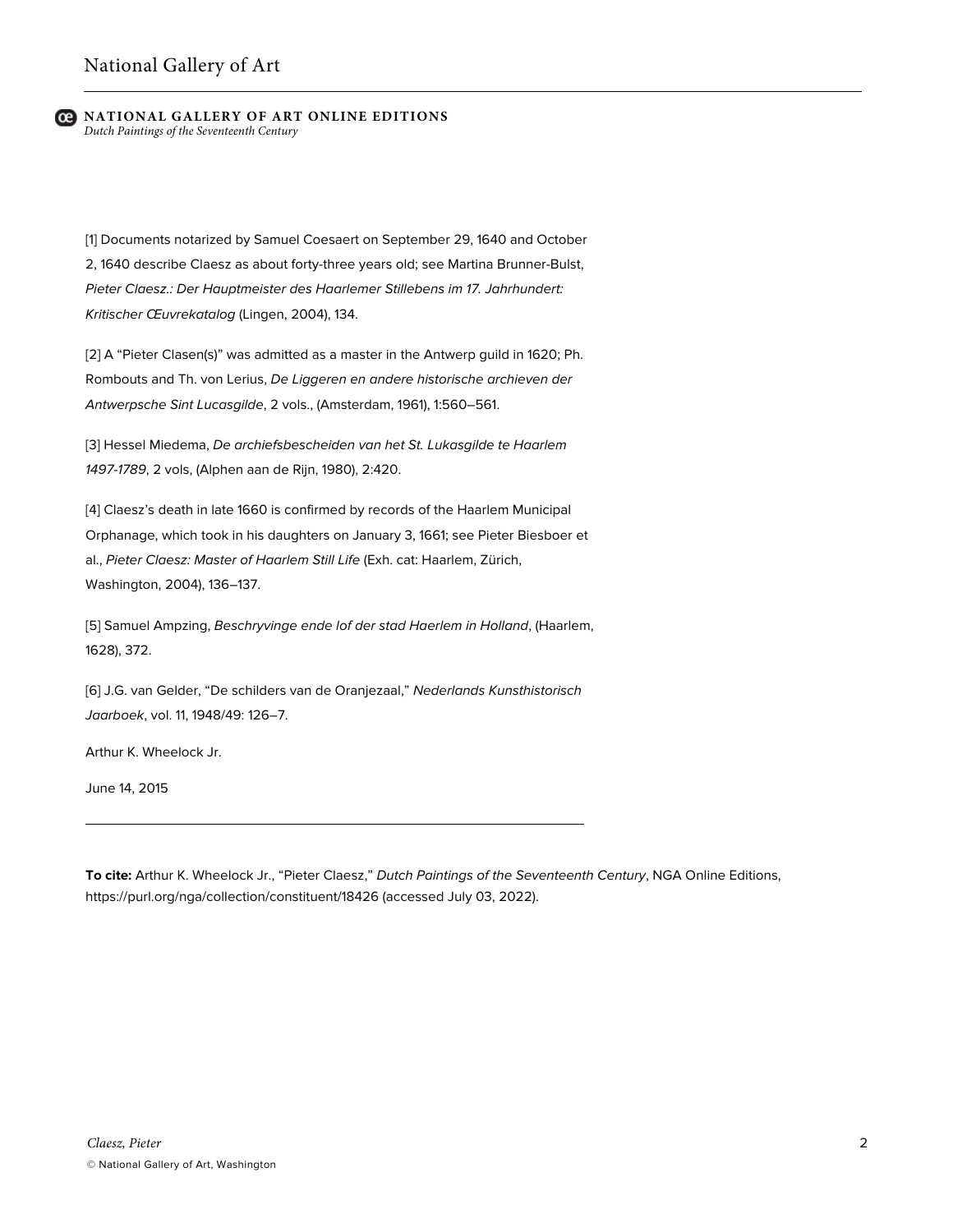[1] Documents notarized by Samuel Coesaert on September 29, 1640 and October 2, 1640 describe Claesz as about forty-three years old; see Martina Brunner-Bulst, *Pieter Claesz.: Der Hauptmeister des Haarlemer Stillebens im 17. Jahrhundert: Kritischer Œuvrekatalog* (Lingen, 2004), 134.

[2] A "Pieter Clasen(s)" was admitted as a master in the Antwerp guild in 1620; Ph. Rombouts and Th. von Lerius, *De Liggeren en andere historische archieven der Antwerpsche Sint Lucasgilde*, 2 vols., (Amsterdam, 1961), 1:560–561.

[3] Hessel Miedema, *De archiefsbescheiden van het St. Lukasgilde te Haarlem 1497-1789*, 2 vols, (Alphen aan de Rijn, 1980), 2:420.

[4] Claesz's death in late 1660 is confirmed by records of the Haarlem Municipal Orphanage, which took in his daughters on January 3, 1661; see Pieter Biesboer et al., *Pieter Claesz: Master of Haarlem Still Life* (Exh. cat: Haarlem, Zürich, Washington, 2004), 136–137.

[5] Samuel Ampzing, *Beschryvinge ende lof der stad Haerlem in Holland*, (Haarlem, 1628), 372.

[6] J.G. van Gelder, "De schilders van de Oranjezaal," *Nederlands Kunsthistorisch Jaarboek*, vol. 11, 1948/49: 126–7.

Arthur K. Wheelock Jr.

June 14, 2015

---

**To cite:** Arthur K. Wheelock Jr., "Pieter Claesz," *Dutch Paintings of the Seventeenth Century*, NGA Online Editions, https://purl.org/nga/collection/constituent/18426 (accessed July 03, 2022).